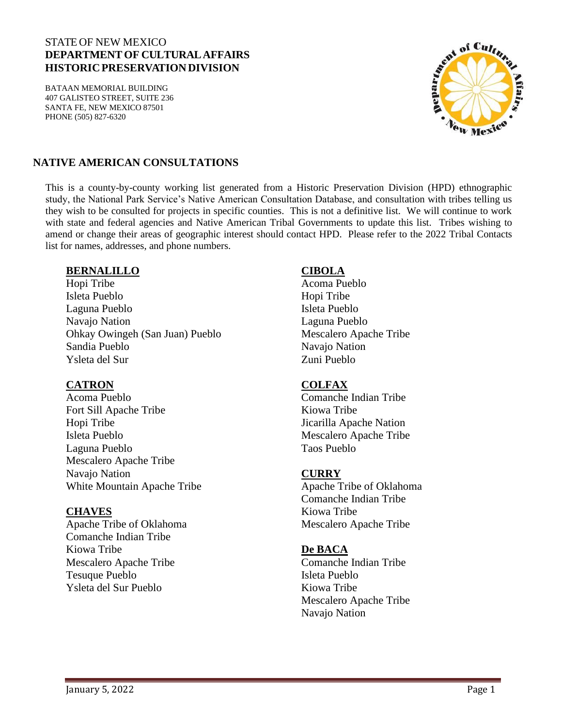STATE OF NEW MEXICO
**DEPARTMENT OF CULTURAL AFFAIRS**
**HISTORIC PRESERVATION DIVISION**

BATAAN MEMORIAL BUILDING
407 GALISTEO STREET, SUITE 236
SANTA FE, NEW MEXICO 87501
PHONE (505) 827-6320

## NATIVE AMERICAN CONSULTATIONS

This is a county-by-county working list generated from a Historic Preservation Division (HPD) ethnographic study, the National Park Service's Native American Consultation Database, and consultation with tribes telling us they wish to be consulted for projects in specific counties. This is not a definitive list. We will continue to work with state and federal agencies and Native American Tribal Governments to update this list. Tribes wishing to amend or change their areas of geographic interest should contact HPD. Please refer to the 2022 Tribal Contacts list for names, addresses, and phone numbers.

### BERNALILLO

Hopi Tribe
Isleta Pueblo
Laguna Pueblo
Navajo Nation
Ohkay Owingeh (San Juan) Pueblo
Sandia Pueblo
Ysleta del Sur

### CATRON

Acoma Pueblo
Fort Sill Apache Tribe
Hopi Tribe
Isleta Pueblo
Laguna Pueblo
Mescalero Apache Tribe
Navajo Nation
White Mountain Apache Tribe

### CHAVES

Apache Tribe of Oklahoma
Comanche Indian Tribe
Kiowa Tribe
Mescalero Apache Tribe
Tesuque Pueblo
Ysleta del Sur Pueblo

### CIBOLA

Acoma Pueblo
Hopi Tribe
Isleta Pueblo
Laguna Pueblo
Mescalero Apache Tribe
Navajo Nation
Zuni Pueblo

### COLFAX

Comanche Indian Tribe
Kiowa Tribe
Jicarilla Apache Nation
Mescalero Apache Tribe
Taos Pueblo

### CURRY

Apache Tribe of Oklahoma
Comanche Indian Tribe
Kiowa Tribe
Mescalero Apache Tribe

### De BACA

Comanche Indian Tribe
Isleta Pueblo
Kiowa Tribe
Mescalero Apache Tribe
Navajo Nation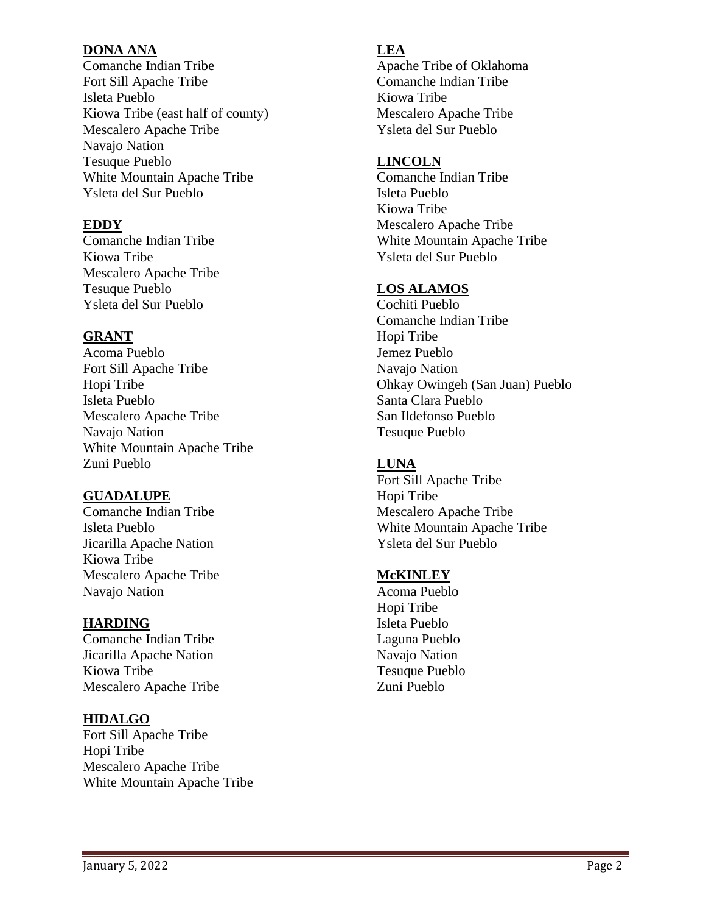**DONA ANA**

Comanche Indian Tribe
Fort Sill Apache Tribe
Isleta Pueblo
Kiowa Tribe (east half of county)
Mescalero Apache Tribe
Navajo Nation
Tesuque Pueblo
White Mountain Apache Tribe
Ysleta del Sur Pueblo

**EDDY**

Comanche Indian Tribe
Kiowa Tribe
Mescalero Apache Tribe
Tesuque Pueblo
Ysleta del Sur Pueblo

**GRANT**

Acoma Pueblo
Fort Sill Apache Tribe
Hopi Tribe
Isleta Pueblo
Mescalero Apache Tribe
Navajo Nation
White Mountain Apache Tribe
Zuni Pueblo

**GUADALUPE**

Comanche Indian Tribe
Isleta Pueblo
Jicarilla Apache Nation
Kiowa Tribe
Mescalero Apache Tribe
Navajo Nation

**HARDING**

Comanche Indian Tribe
Jicarilla Apache Nation
Kiowa Tribe
Mescalero Apache Tribe

**HIDALGO**

Fort Sill Apache Tribe
Hopi Tribe
Mescalero Apache Tribe
White Mountain Apache Tribe

**LEA**

Apache Tribe of Oklahoma
Comanche Indian Tribe
Kiowa Tribe
Mescalero Apache Tribe
Ysleta del Sur Pueblo

**LINCOLN**

Comanche Indian Tribe
Isleta Pueblo
Kiowa Tribe
Mescalero Apache Tribe
White Mountain Apache Tribe
Ysleta del Sur Pueblo

**LOS ALAMOS**

Cochiti Pueblo
Comanche Indian Tribe
Hopi Tribe
Jemez Pueblo
Navajo Nation
Ohkay Owingeh (San Juan) Pueblo
Santa Clara Pueblo
San Ildefonso Pueblo
Tesuque Pueblo

**LUNA**

Fort Sill Apache Tribe
Hopi Tribe
Mescalero Apache Tribe
White Mountain Apache Tribe
Ysleta del Sur Pueblo

**McKINLEY**

Acoma Pueblo
Hopi Tribe
Isleta Pueblo
Laguna Pueblo
Navajo Nation
Tesuque Pueblo
Zuni Pueblo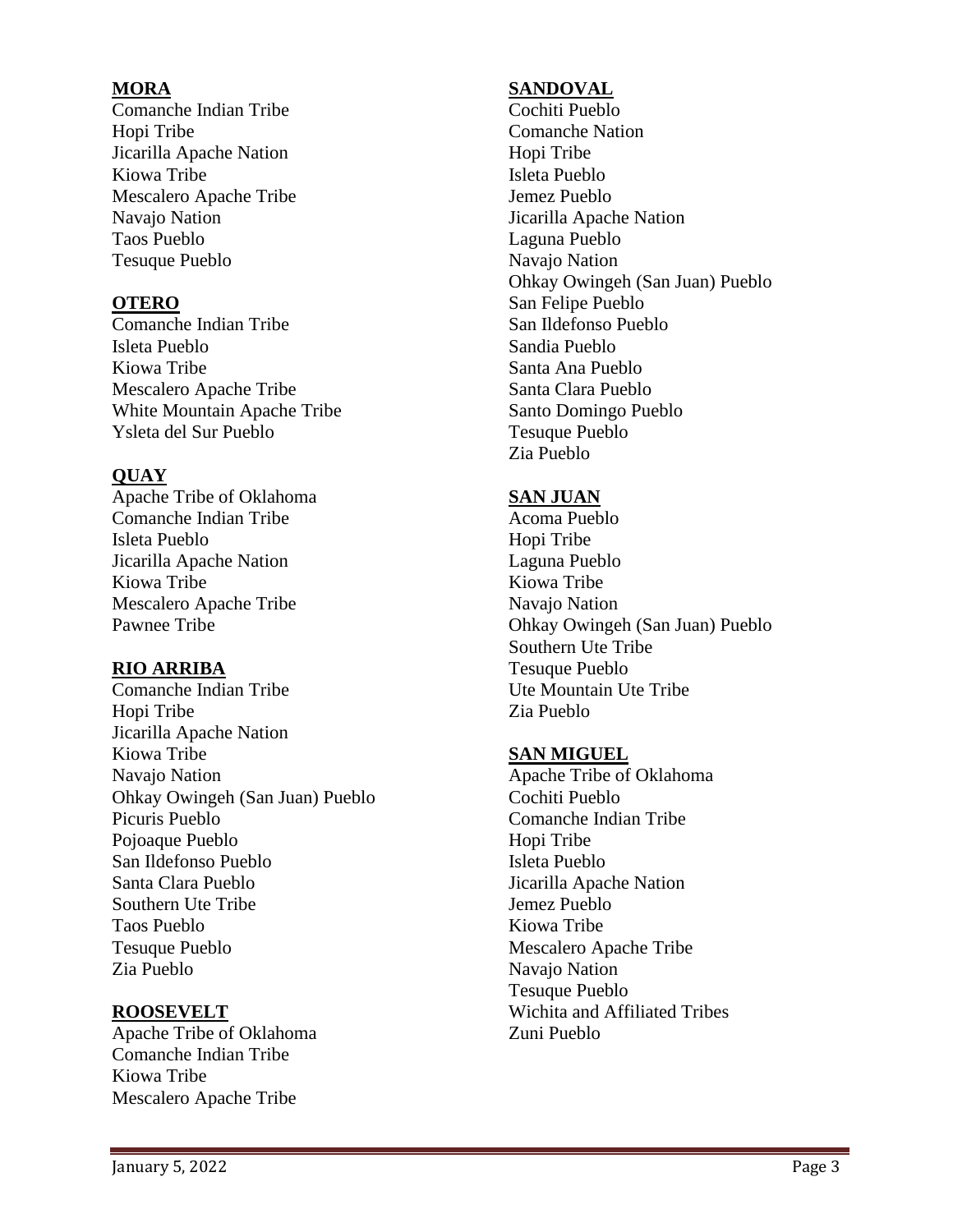**MORA**

Comanche Indian Tribe
Hopi Tribe
Jicarilla Apache Nation
Kiowa Tribe
Mescalero Apache Tribe
Navajo Nation
Taos Pueblo
Tesuque Pueblo

**OTERO**

Comanche Indian Tribe
Isleta Pueblo
Kiowa Tribe
Mescalero Apache Tribe
White Mountain Apache Tribe
Ysleta del Sur Pueblo

**QUAY**

Apache Tribe of Oklahoma
Comanche Indian Tribe
Isleta Pueblo
Jicarilla Apache Nation
Kiowa Tribe
Mescalero Apache Tribe
Pawnee Tribe

**RIO ARRIBA**

Comanche Indian Tribe
Hopi Tribe
Jicarilla Apache Nation
Kiowa Tribe
Navajo Nation
Ohkay Owingeh (San Juan) Pueblo
Picuris Pueblo
Pojoaque Pueblo
San Ildefonso Pueblo
Santa Clara Pueblo
Southern Ute Tribe
Taos Pueblo
Tesuque Pueblo
Zia Pueblo

**ROOSEVELT**

Apache Tribe of Oklahoma
Comanche Indian Tribe
Kiowa Tribe
Mescalero Apache Tribe

**SANDOVAL**

Cochiti Pueblo
Comanche Nation
Hopi Tribe
Isleta Pueblo
Jemez Pueblo
Jicarilla Apache Nation
Laguna Pueblo
Navajo Nation
Ohkay Owingeh (San Juan) Pueblo
San Felipe Pueblo
San Ildefonso Pueblo
Sandia Pueblo
Santa Ana Pueblo
Santa Clara Pueblo
Santo Domingo Pueblo
Tesuque Pueblo
Zia Pueblo

**SAN JUAN**

Acoma Pueblo
Hopi Tribe
Laguna Pueblo
Kiowa Tribe
Navajo Nation
Ohkay Owingeh (San Juan) Pueblo
Southern Ute Tribe
Tesuque Pueblo
Ute Mountain Ute Tribe
Zia Pueblo

**SAN MIGUEL**

Apache Tribe of Oklahoma
Cochiti Pueblo
Comanche Indian Tribe
Hopi Tribe
Isleta Pueblo
Jicarilla Apache Nation
Jemez Pueblo
Kiowa Tribe
Mescalero Apache Tribe
Navajo Nation
Tesuque Pueblo
Wichita and Affiliated Tribes
Zuni Pueblo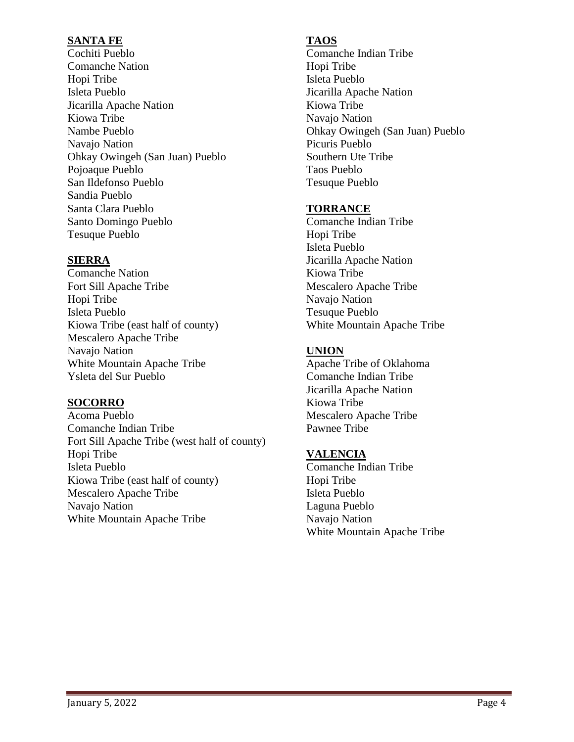**SANTA FE**

Cochiti Pueblo
Comanche Nation
Hopi Tribe
Isleta Pueblo
Jicarilla Apache Nation
Kiowa Tribe
Nambe Pueblo
Navajo Nation
Ohkay Owingeh (San Juan) Pueblo
Pojoaque Pueblo
San Ildefonso Pueblo
Sandia Pueblo
Santa Clara Pueblo
Santo Domingo Pueblo
Tesuque Pueblo

**SIERRA**

Comanche Nation
Fort Sill Apache Tribe
Hopi Tribe
Isleta Pueblo
Kiowa Tribe (east half of county)
Mescalero Apache Tribe
Navajo Nation
White Mountain Apache Tribe
Ysleta del Sur Pueblo

**SOCORRO**

Acoma Pueblo
Comanche Indian Tribe
Fort Sill Apache Tribe (west half of county)
Hopi Tribe
Isleta Pueblo
Kiowa Tribe (east half of county)
Mescalero Apache Tribe
Navajo Nation
White Mountain Apache Tribe

**TAOS**

Comanche Indian Tribe
Hopi Tribe
Isleta Pueblo
Jicarilla Apache Nation
Kiowa Tribe
Navajo Nation
Ohkay Owingeh (San Juan) Pueblo
Picuris Pueblo
Southern Ute Tribe
Taos Pueblo
Tesuque Pueblo

**TORRANCE**

Comanche Indian Tribe
Hopi Tribe
Isleta Pueblo
Jicarilla Apache Nation
Kiowa Tribe
Mescalero Apache Tribe
Navajo Nation
Tesuque Pueblo
White Mountain Apache Tribe

**UNION**

Apache Tribe of Oklahoma
Comanche Indian Tribe
Jicarilla Apache Nation
Kiowa Tribe
Mescalero Apache Tribe
Pawnee Tribe

**VALENCIA**

Comanche Indian Tribe
Hopi Tribe
Isleta Pueblo
Laguna Pueblo
Navajo Nation
White Mountain Apache Tribe